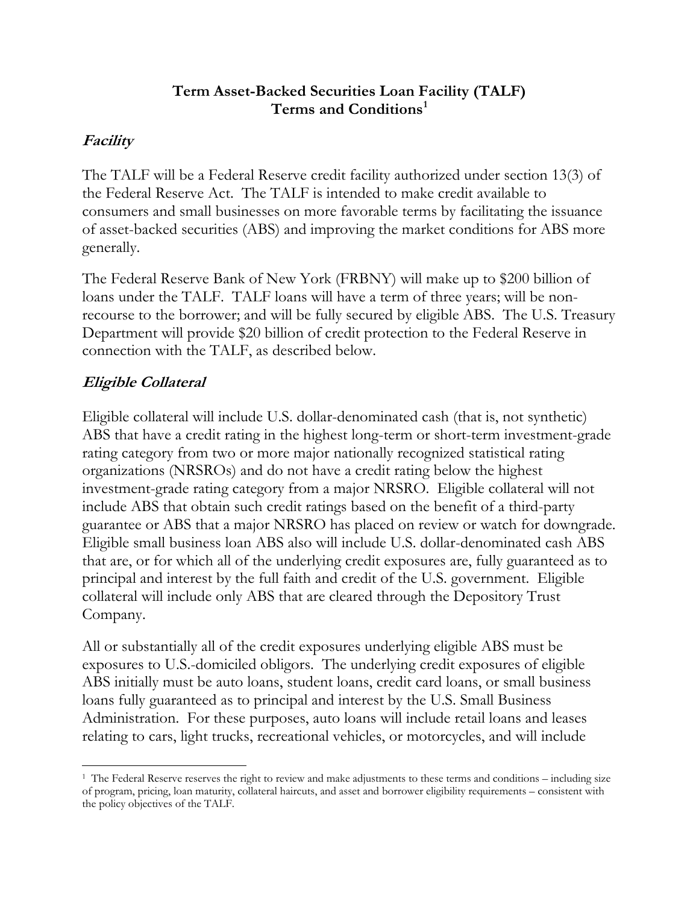# Term Asset-Backed Securities Loan Facility (TALF) Terms and Conditions[1]

## *Facility*

The TALF will be a Federal Reserve credit facility authorized under section 13(3) of the Federal Reserve Act. The TALF is intended to make credit available to consumers and small businesses on more favorable terms by facilitating the issuance of asset-backed securities (ABS) and improving the market conditions for ABS more generally.

The Federal Reserve Bank of New York (FRBNY) will make up to $200 billion of loans under the TALF. TALF loans will have a term of three years; will be non-recourse to the borrower; and will be fully secured by eligible ABS. The U.S. Treasury Department will provide $20 billion of credit protection to the Federal Reserve in connection with the TALF, as described below.

## *Eligible Collateral*

Eligible collateral will include U.S. dollar-denominated cash (that is, not synthetic) ABS that have a credit rating in the highest long-term or short-term investment-grade rating category from two or more major nationally recognized statistical rating organizations (NRSROs) and do not have a credit rating below the highest investment-grade rating category from a major NRSRO. Eligible collateral will not include ABS that obtain such credit ratings based on the benefit of a third-party guarantee or ABS that a major NRSRO has placed on review or watch for downgrade. Eligible small business loan ABS also will include U.S. dollar-denominated cash ABS that are, or for which all of the underlying credit exposures are, fully guaranteed as to principal and interest by the full faith and credit of the U.S. government. Eligible collateral will include only ABS that are cleared through the Depository Trust Company.

All or substantially all of the credit exposures underlying eligible ABS must be exposures to U.S.-domiciled obligors. The underlying credit exposures of eligible ABS initially must be auto loans, student loans, credit card loans, or small business loans fully guaranteed as to principal and interest by the U.S. Small Business Administration. For these purposes, auto loans will include retail loans and leases relating to cars, light trucks, recreational vehicles, or motorcycles, and will include

[1] The Federal Reserve reserves the right to review and make adjustments to these terms and conditions – including size of program, pricing, loan maturity, collateral haircuts, and asset and borrower eligibility requirements – consistent with the policy objectives of the TALF.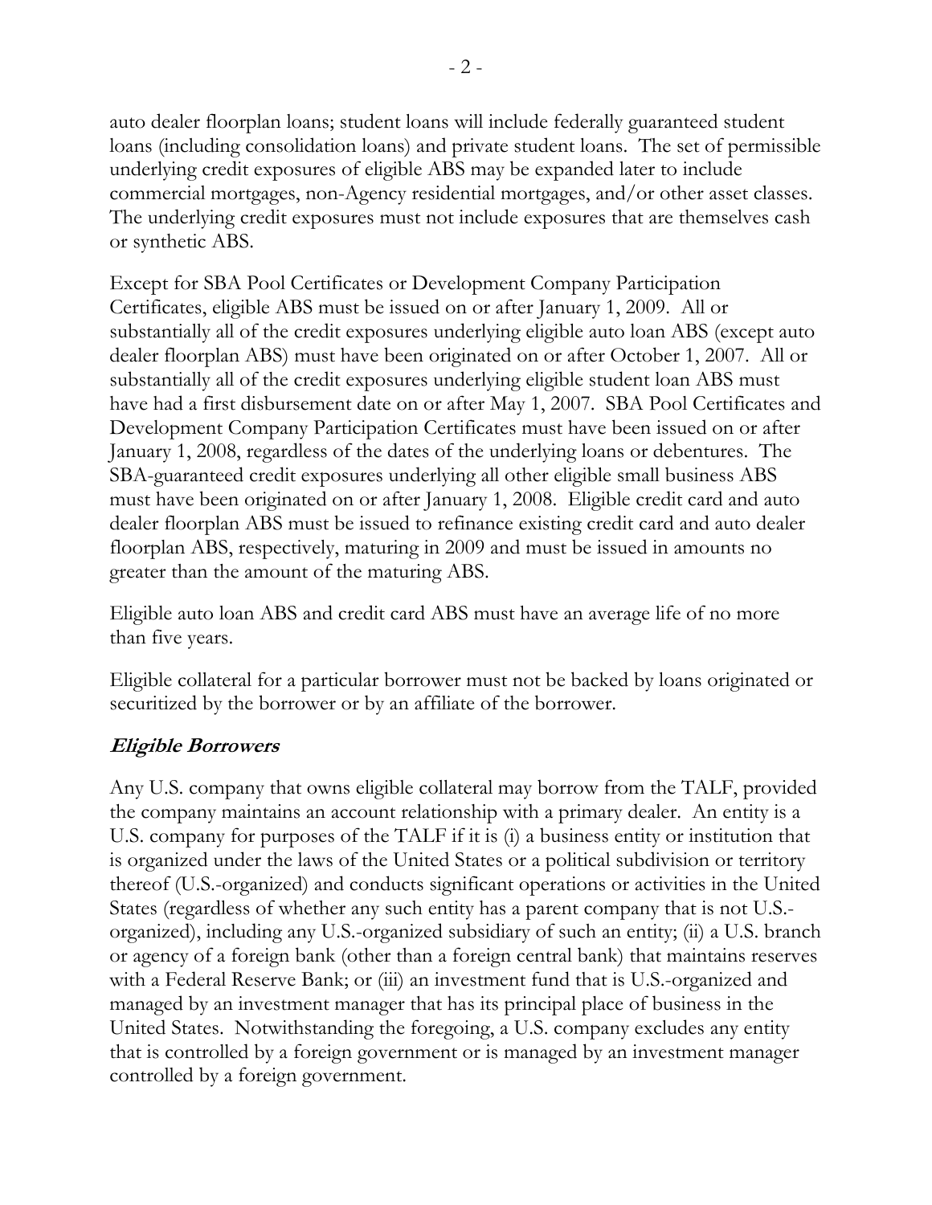auto dealer floorplan loans; student loans will include federally guaranteed student loans (including consolidation loans) and private student loans. The set of permissible underlying credit exposures of eligible ABS may be expanded later to include commercial mortgages, non-Agency residential mortgages, and/or other asset classes. The underlying credit exposures must not include exposures that are themselves cash or synthetic ABS.

Except for SBA Pool Certificates or Development Company Participation Certificates, eligible ABS must be issued on or after January 1, 2009. All or substantially all of the credit exposures underlying eligible auto loan ABS (except auto dealer floorplan ABS) must have been originated on or after October 1, 2007. All or substantially all of the credit exposures underlying eligible student loan ABS must have had a first disbursement date on or after May 1, 2007. SBA Pool Certificates and Development Company Participation Certificates must have been issued on or after January 1, 2008, regardless of the dates of the underlying loans or debentures. The SBA-guaranteed credit exposures underlying all other eligible small business ABS must have been originated on or after January 1, 2008. Eligible credit card and auto dealer floorplan ABS must be issued to refinance existing credit card and auto dealer floorplan ABS, respectively, maturing in 2009 and must be issued in amounts no greater than the amount of the maturing ABS.

Eligible auto loan ABS and credit card ABS must have an average life of no more than five years.

Eligible collateral for a particular borrower must not be backed by loans originated or securitized by the borrower or by an affiliate of the borrower.

## *Eligible Borrowers*

Any U.S. company that owns eligible collateral may borrow from the TALF, provided the company maintains an account relationship with a primary dealer. An entity is a U.S. company for purposes of the TALF if it is (i) a business entity or institution that is organized under the laws of the United States or a political subdivision or territory thereof (U.S.-organized) and conducts significant operations or activities in the United States (regardless of whether any such entity has a parent company that is not U.S.-organized), including any U.S.-organized subsidiary of such an entity; (ii) a U.S. branch or agency of a foreign bank (other than a foreign central bank) that maintains reserves with a Federal Reserve Bank; or (iii) an investment fund that is U.S.-organized and managed by an investment manager that has its principal place of business in the United States. Notwithstanding the foregoing, a U.S. company excludes any entity that is controlled by a foreign government or is managed by an investment manager controlled by a foreign government.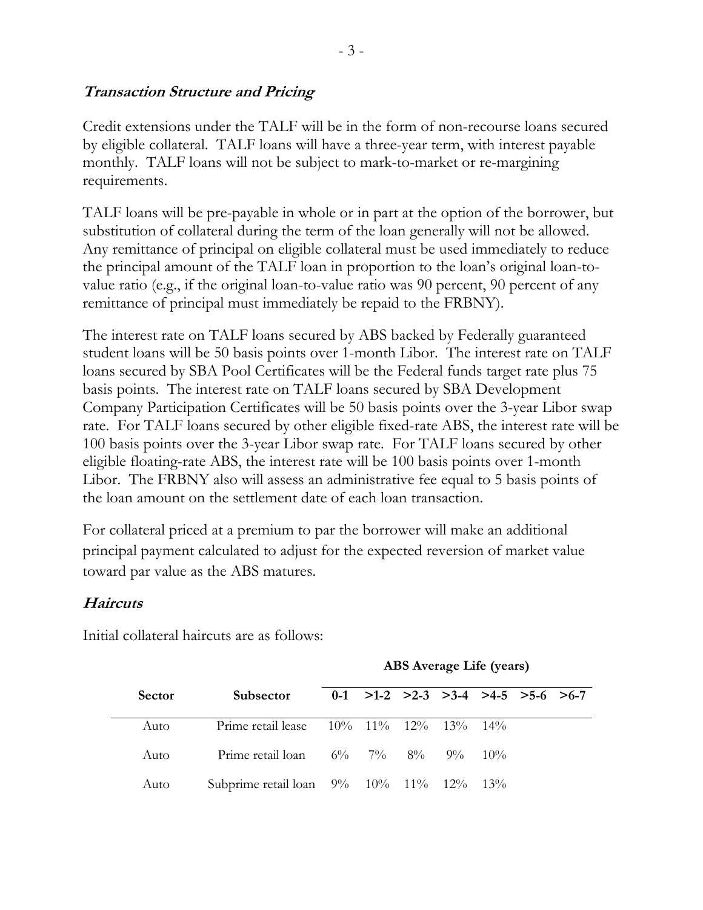### ***Transaction Structure and Pricing***

Credit extensions under the TALF will be in the form of non-recourse loans secured by eligible collateral. TALF loans will have a three-year term, with interest payable monthly. TALF loans will not be subject to mark-to-market or re-margining requirements.

TALF loans will be pre-payable in whole or in part at the option of the borrower, but substitution of collateral during the term of the loan generally will not be allowed. Any remittance of principal on eligible collateral must be used immediately to reduce the principal amount of the TALF loan in proportion to the loan's original loan-to-value ratio (e.g., if the original loan-to-value ratio was 90 percent, 90 percent of any remittance of principal must immediately be repaid to the FRBNY).

The interest rate on TALF loans secured by ABS backed by Federally guaranteed student loans will be 50 basis points over 1-month Libor. The interest rate on TALF loans secured by SBA Pool Certificates will be the Federal funds target rate plus 75 basis points. The interest rate on TALF loans secured by SBA Development Company Participation Certificates will be 50 basis points over the 3-year Libor swap rate. For TALF loans secured by other eligible fixed-rate ABS, the interest rate will be 100 basis points over the 3-year Libor swap rate. For TALF loans secured by other eligible floating-rate ABS, the interest rate will be 100 basis points over 1-month Libor. The FRBNY also will assess an administrative fee equal to 5 basis points of the loan amount on the settlement date of each loan transaction.

For collateral priced at a premium to par the borrower will make an additional principal payment calculated to adjust for the expected reversion of market value toward par value as the ABS matures.

### ***Haircuts***

Initial collateral haircuts are as follows:

| | | ABS Average Life (years) | | | | | | |
|---|---|---|---|---|---|---|---|---|
| **Sector** | **Subsector** | **0-1** | **>1-2** | **>2-3** | **>3-4** | **>4-5** | **>5-6** | **>6-7** |
| Auto | Prime retail lease | 10% | 11% | 12% | 13% | 14% | | |
| Auto | Prime retail loan | 6% | 7% | 8% | 9% | 10% | | |
| Auto | Subprime retail loan | 9% | 10% | 11% | 12% | 13% | | |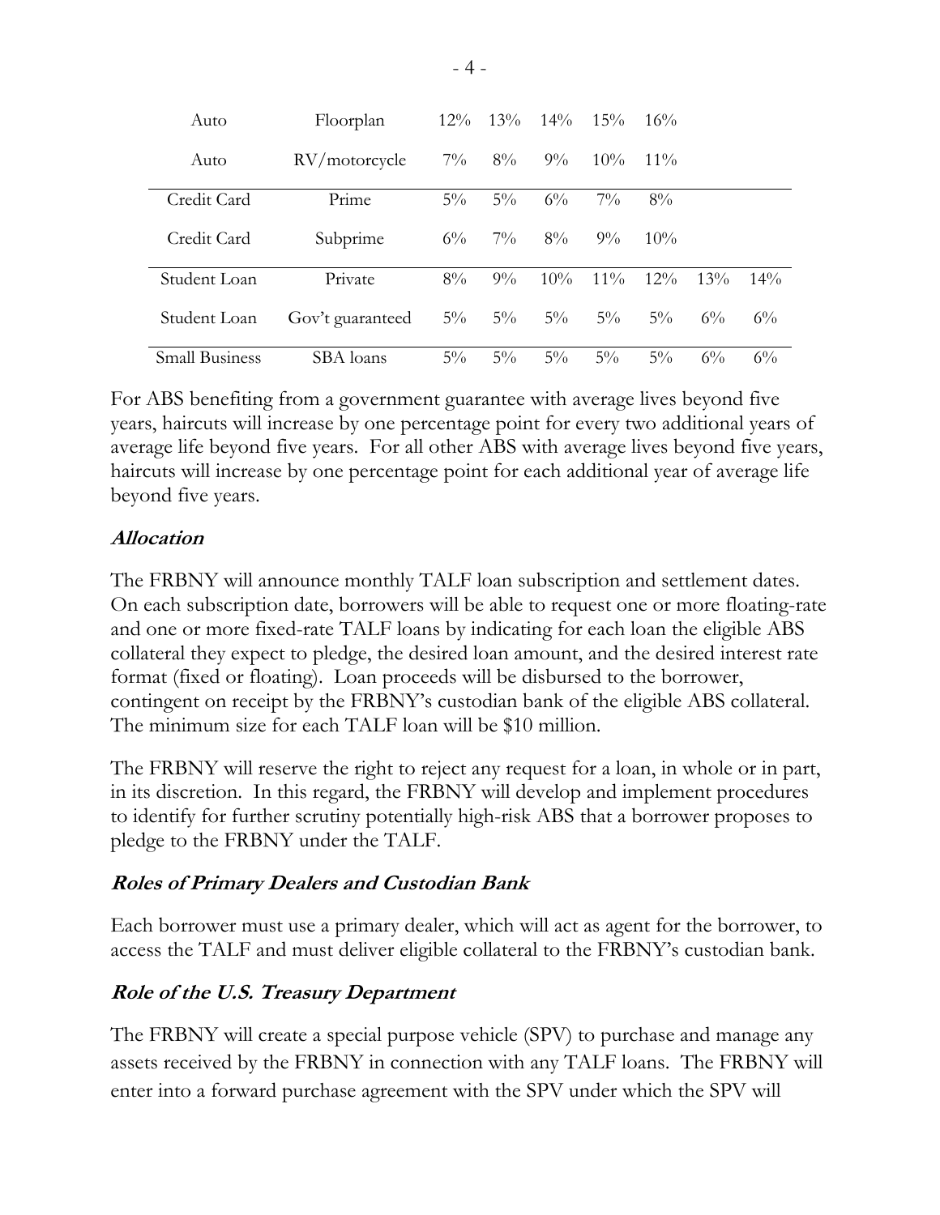| | | | | | | | | |
|---|---|---|---|---|---|---|---|---|
| Auto | Floorplan | 12% | 13% | 14% | 15% | 16% | | |
| Auto | RV/motorcycle | 7% | 8% | 9% | 10% | 11% | | |
| Credit Card | Prime | 5% | 5% | 6% | 7% | 8% | | |
| Credit Card | Subprime | 6% | 7% | 8% | 9% | 10% | | |
| Student Loan | Private | 8% | 9% | 10% | 11% | 12% | 13% | 14% |
| Student Loan | Gov't guaranteed | 5% | 5% | 5% | 5% | 5% | 6% | 6% |
| Small Business | SBA loans | 5% | 5% | 5% | 5% | 5% | 6% | 6% |

For ABS benefiting from a government guarantee with average lives beyond five years, haircuts will increase by one percentage point for every two additional years of average life beyond five years. For all other ABS with average lives beyond five years, haircuts will increase by one percentage point for each additional year of average life beyond five years.

### *Allocation*

The FRBNY will announce monthly TALF loan subscription and settlement dates. On each subscription date, borrowers will be able to request one or more floating-rate and one or more fixed-rate TALF loans by indicating for each loan the eligible ABS collateral they expect to pledge, the desired loan amount, and the desired interest rate format (fixed or floating). Loan proceeds will be disbursed to the borrower, contingent on receipt by the FRBNY's custodian bank of the eligible ABS collateral. The minimum size for each TALF loan will be $10 million.

The FRBNY will reserve the right to reject any request for a loan, in whole or in part, in its discretion. In this regard, the FRBNY will develop and implement procedures to identify for further scrutiny potentially high-risk ABS that a borrower proposes to pledge to the FRBNY under the TALF.

### *Roles of Primary Dealers and Custodian Bank*

Each borrower must use a primary dealer, which will act as agent for the borrower, to access the TALF and must deliver eligible collateral to the FRBNY's custodian bank.

### *Role of the U.S. Treasury Department*

The FRBNY will create a special purpose vehicle (SPV) to purchase and manage any assets received by the FRBNY in connection with any TALF loans. The FRBNY will enter into a forward purchase agreement with the SPV under which the SPV will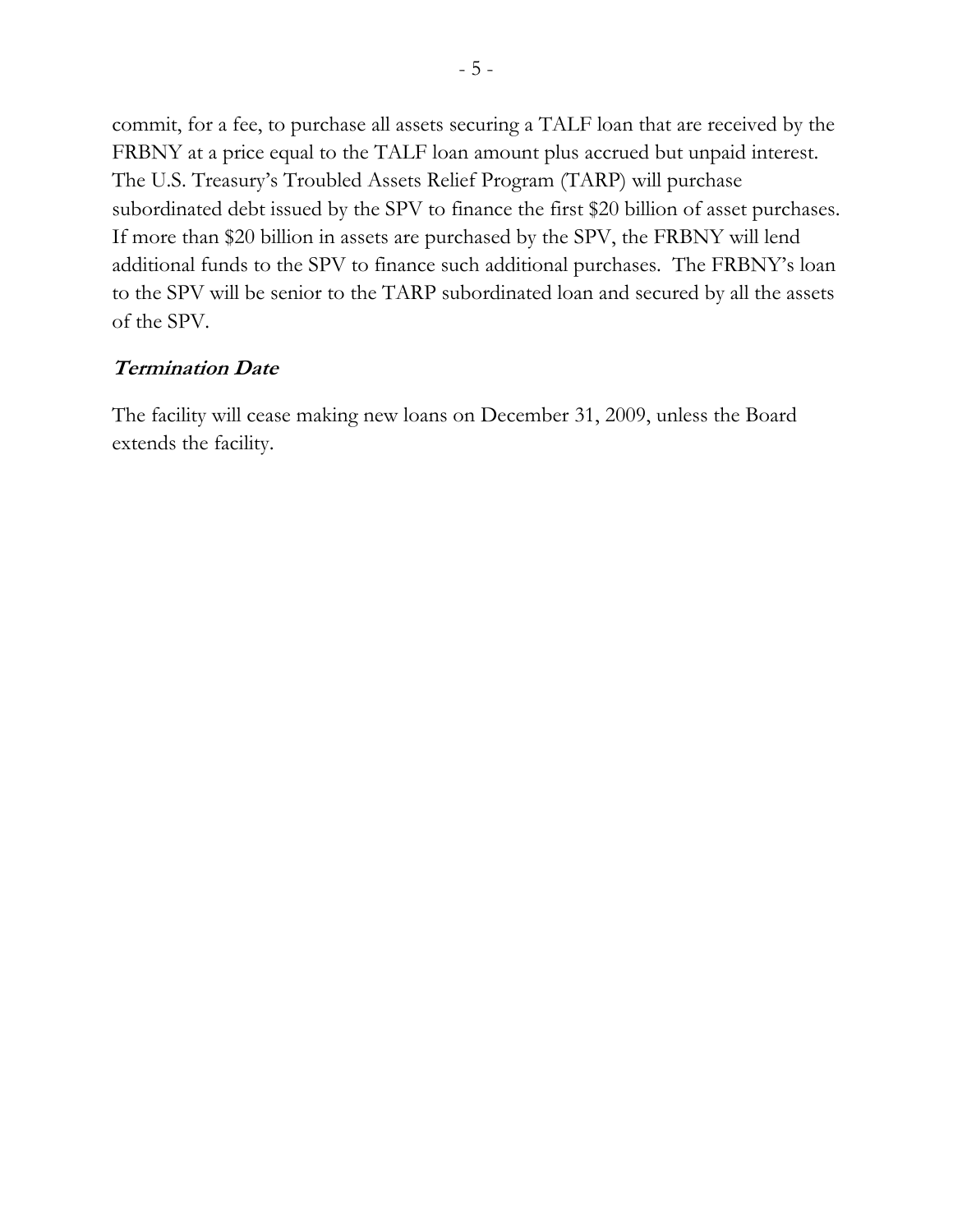commit, for a fee, to purchase all assets securing a TALF loan that are received by the FRBNY at a price equal to the TALF loan amount plus accrued but unpaid interest. The U.S. Treasury's Troubled Assets Relief Program (TARP) will purchase subordinated debt issued by the SPV to finance the first $20 billion of asset purchases. If more than $20 billion in assets are purchased by the SPV, the FRBNY will lend additional funds to the SPV to finance such additional purchases. The FRBNY's loan to the SPV will be senior to the TARP subordinated loan and secured by all the assets of the SPV.

### ***Termination Date***

The facility will cease making new loans on December 31, 2009, unless the Board extends the facility.